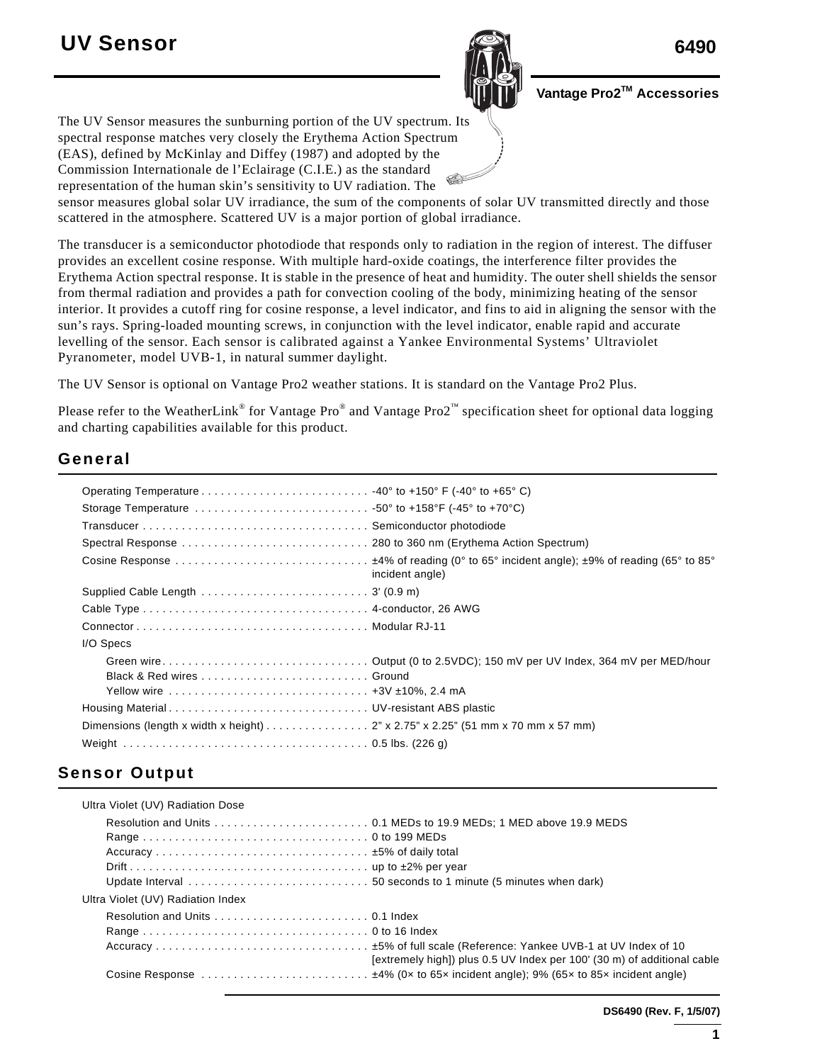# UV Sensor

**6490**

**Vantage Pro2™ Accessories**

The UV Sensor measures the sunburning portion of the UV spectrum. Its spectral response matches very closely the Erythema Action Spectrum (EAS), defined by McKinlay and Diffey (1987) and adopted by the Commission Internationale de l'Eclairage (C.I.E.) as the standard representation of the human skin's sensitivity to UV radiation. The sensor measures global solar UV irradiance, the sum of the components of solar UV transmitted directly and those scattered in the atmosphere. Scattered UV is a major portion of global irradiance.

The transducer is a semiconductor photodiode that responds only to radiation in the region of interest. The diffuser provides an excellent cosine response. With multiple hard-oxide coatings, the interference filter provides the Erythema Action spectral response. It is stable in the presence of heat and humidity. The outer shell shields the sensor from thermal radiation and provides a path for convection cooling of the body, minimizing heating of the sensor interior. It provides a cutoff ring for cosine response, a level indicator, and fins to aid in aligning the sensor with the sun's rays. Spring-loaded mounting screws, in conjunction with the level indicator, enable rapid and accurate levelling of the sensor. Each sensor is calibrated against a Yankee Environmental Systems' Ultraviolet Pyranometer, model UVB-1, in natural summer daylight.

The UV Sensor is optional on Vantage Pro2 weather stations. It is standard on the Vantage Pro2 Plus.

Please refer to the WeatherLink® for Vantage Pro® and Vantage Pro2™ specification sheet for optional data logging and charting capabilities available for this product.

## General

| | |
|---|---|
| Operating Temperature | -40° to +150° F (-40° to +65° C) |
| Storage Temperature | -50° to +158°F (-45° to +70°C) |
| Transducer | Semiconductor photodiode |
| Spectral Response | 280 to 360 nm (Erythema Action Spectrum) |
| Cosine Response | ±4% of reading (0° to 65° incident angle); ±9% of reading (65° to 85° incident angle) |
| Supplied Cable Length | 3' (0.9 m) |
| Cable Type | 4-conductor, 26 AWG |
| Connector | Modular RJ-11 |
| I/O Specs | |
| Green wire | Output (0 to 2.5VDC); 150 mV per UV Index, 364 mV per MED/hour |
| Black & Red wires | Ground |
| Yellow wire | +3V ±10%, 2.4 mA |
| Housing Material | UV-resistant ABS plastic |
| Dimensions (length x width x height) | 2" x 2.75" x 2.25" (51 mm x 70 mm x 57 mm) |
| Weight | 0.5 lbs. (226 g) |

## Sensor Output

| | |
|---|---|
| Ultra Violet (UV) Radiation Dose | |
| Resolution and Units | 0.1 MEDs to 19.9 MEDs; 1 MED above 19.9 MEDS |
| Range | 0 to 199 MEDs |
| Accuracy | ±5% of daily total |
| Drift | up to ±2% per year |
| Update Interval | 50 seconds to 1 minute (5 minutes when dark) |
| Ultra Violet (UV) Radiation Index | |
| Resolution and Units | 0.1 Index |
| Range | 0 to 16 Index |
| Accuracy | ±5% of full scale (Reference: Yankee UVB-1 at UV Index of 10 [extremely high]) plus 0.5 UV Index per 100' (30 m) of additional cable |
| Cosine Response | ±4% (0× to 65× incident angle); 9% (65× to 85× incident angle) |

DS6490 (Rev. F, 1/5/07)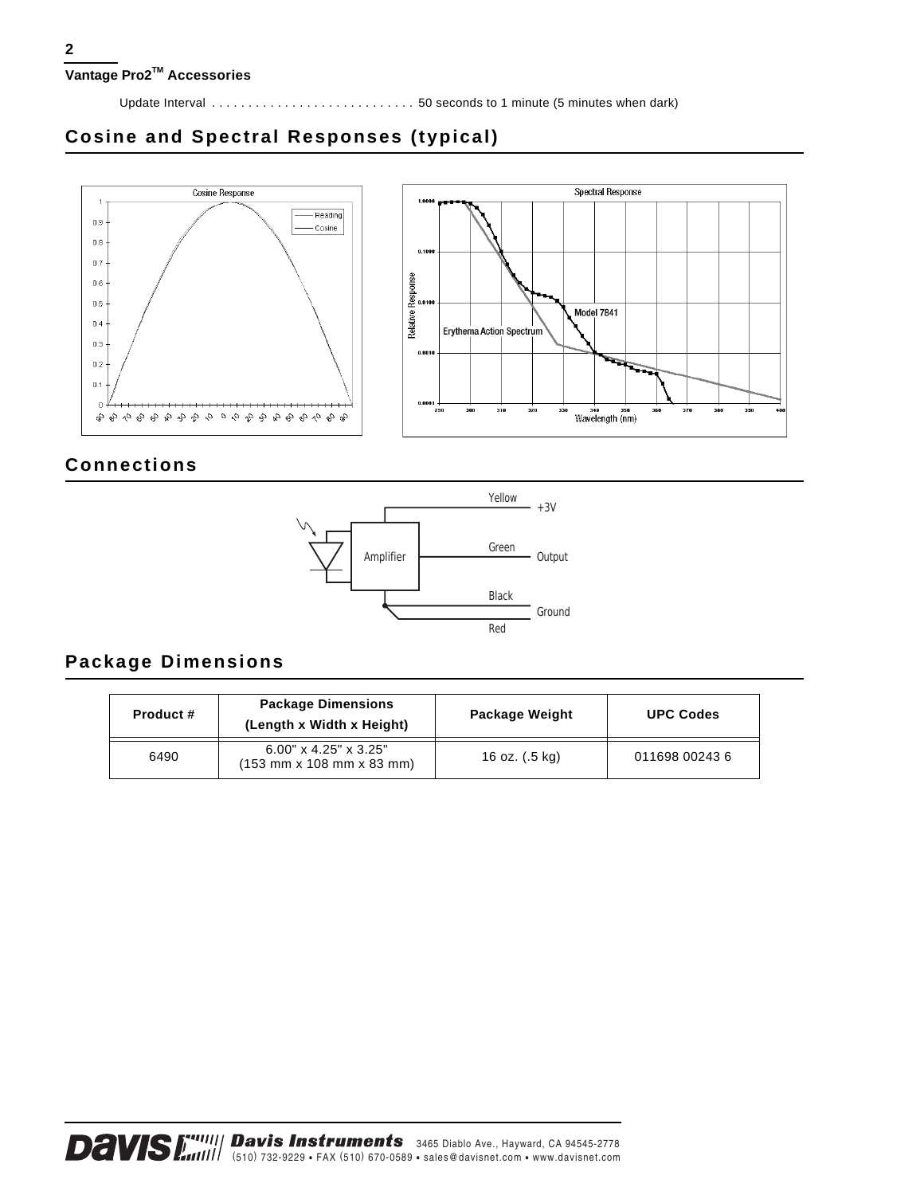Update Interval . . . . . . . . . . . . . . . . . . . . . . . . . . . . 50 seconds to 1 minute (5 minutes when dark)

## Cosine and Spectral Responses (typical)

Cosine Response

Reading
Cosine

1
0.9
0.8
0.7
0.6
0.5
0.4
0.3
0.2
0.1
0

90 80 70 60 50 40 30 20 10 0 10 20 30 40 50 60 70 80 90

Spectral Response

Relative Response

1.0000
0.1000
0.0100
0.0010
0.0001

Model 7841

Erythema Action Spectrum

290 300 310 320 330 340 350 360 370 380 390 400

Wavelength (nm)

## Connections

Yellow +3V

Amplifier

Green Output

Black

Ground

Red

## Package Dimensions

| Product # | Package Dimensions (Length x Width x Height) | Package Weight | UPC Codes |
|---|---|---|---|
| 6490 | 6.00" x 4.25" x 3.25" (153 mm x 108 mm x 83 mm) | 16 oz. (.5 kg) | 011698 00243 6 |

**Davis Instruments** 3465 Diablo Ave., Hayward, CA 94545-2778
(510) 732-9229 • FAX (510) 670-0589 • sales@davisnet.com • www.davisnet.com